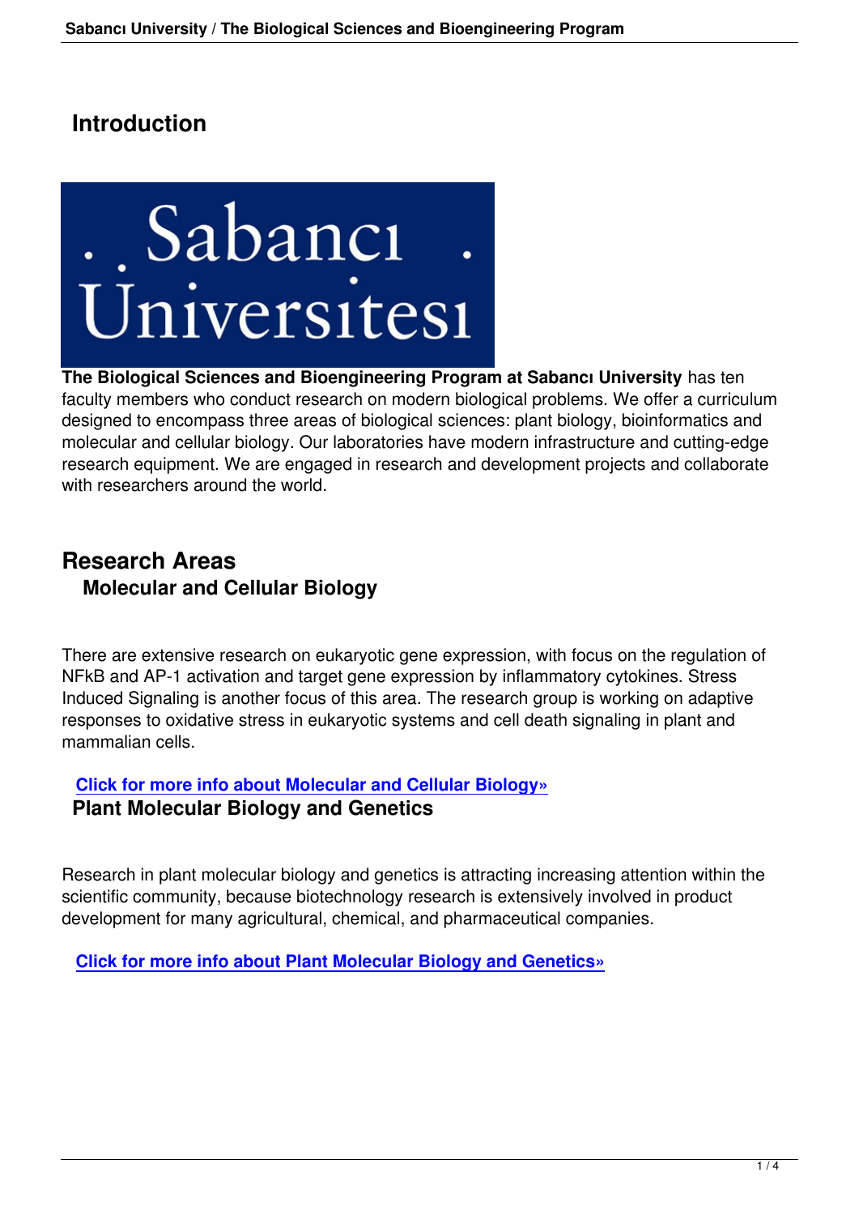# Introduction

**The Biological Sciences and Bioengineering Program at Sabancı University** has ten faculty members who conduct research on modern biological problems. We offer a curriculum designed to encompass three areas of biological sciences: plant biology, bioinformatics and molecular and cellular biology. Our laboratories have modern infrastructure and cutting-edge research equipment. We are engaged in research and development projects and collaborate with researchers around the world.

## Research Areas

### Molecular and Cellular Biology

There are extensive research on eukaryotic gene expression, with focus on the regulation of NFkB and AP-1 activation and target gene expression by inflammatory cytokines. Stress Induced Signaling is another focus of this area. The research group is working on adaptive responses to oxidative stress in eukaryotic systems and cell death signaling in plant and mammalian cells.

**Click for more info about Molecular and Cellular Biology»**

### Plant Molecular Biology and Genetics

Research in plant molecular biology and genetics is attracting increasing attention within the scientific community, because biotechnology research is extensively involved in product development for many agricultural, chemical, and pharmaceutical companies.

**Click for more info about Plant Molecular Biology and Genetics»**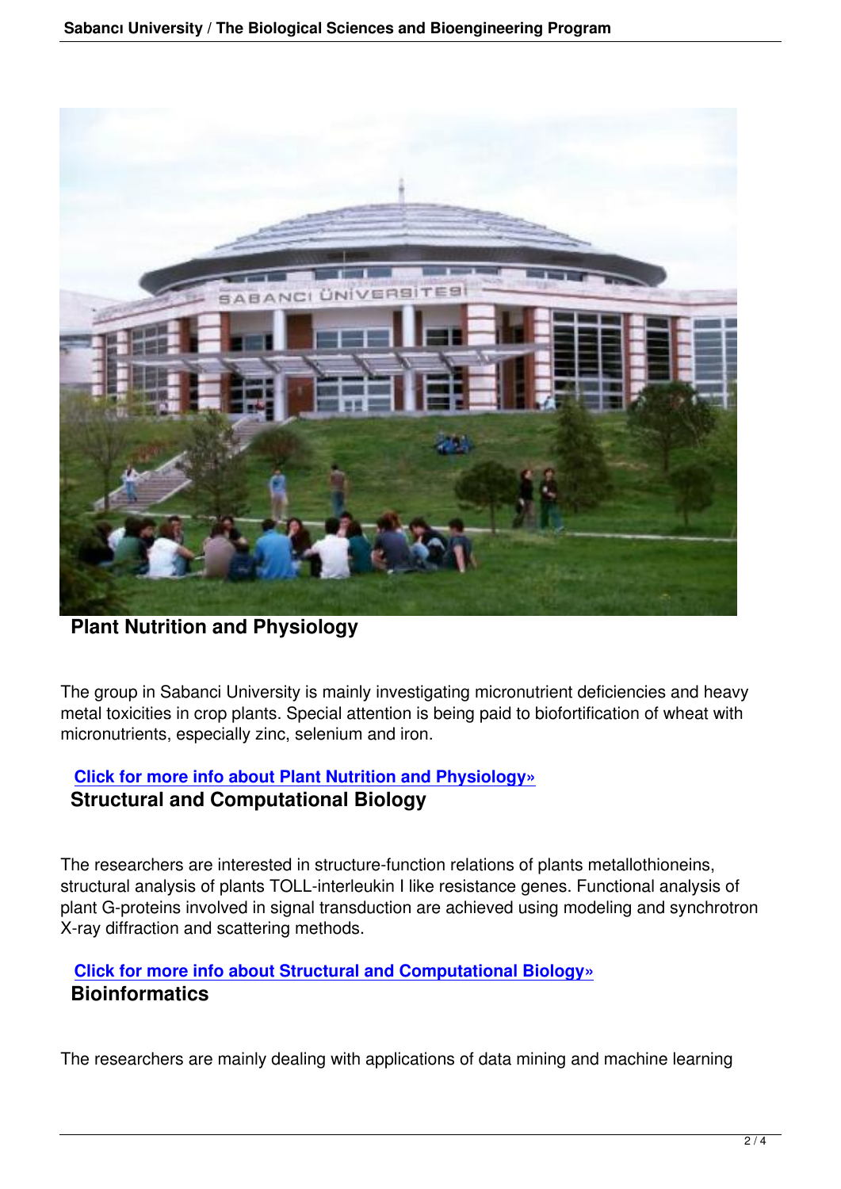## Plant Nutrition and Physiology

The group in Sabanci University is mainly investigating micronutrient deficiencies and heavy metal toxicities in crop plants. Special attention is being paid to biofortification of wheat with micronutrients, especially zinc, selenium and iron.

**Click for more info about Plant Nutrition and Physiology»**

## Structural and Computational Biology

The researchers are interested in structure-function relations of plants metallothioneins, structural analysis of plants TOLL-interleukin I like resistance genes. Functional analysis of plant G-proteins involved in signal transduction are achieved using modeling and synchrotron X-ray diffraction and scattering methods.

**Click for more info about Structural and Computational Biology»**

## Bioinformatics

The researchers are mainly dealing with applications of data mining and machine learning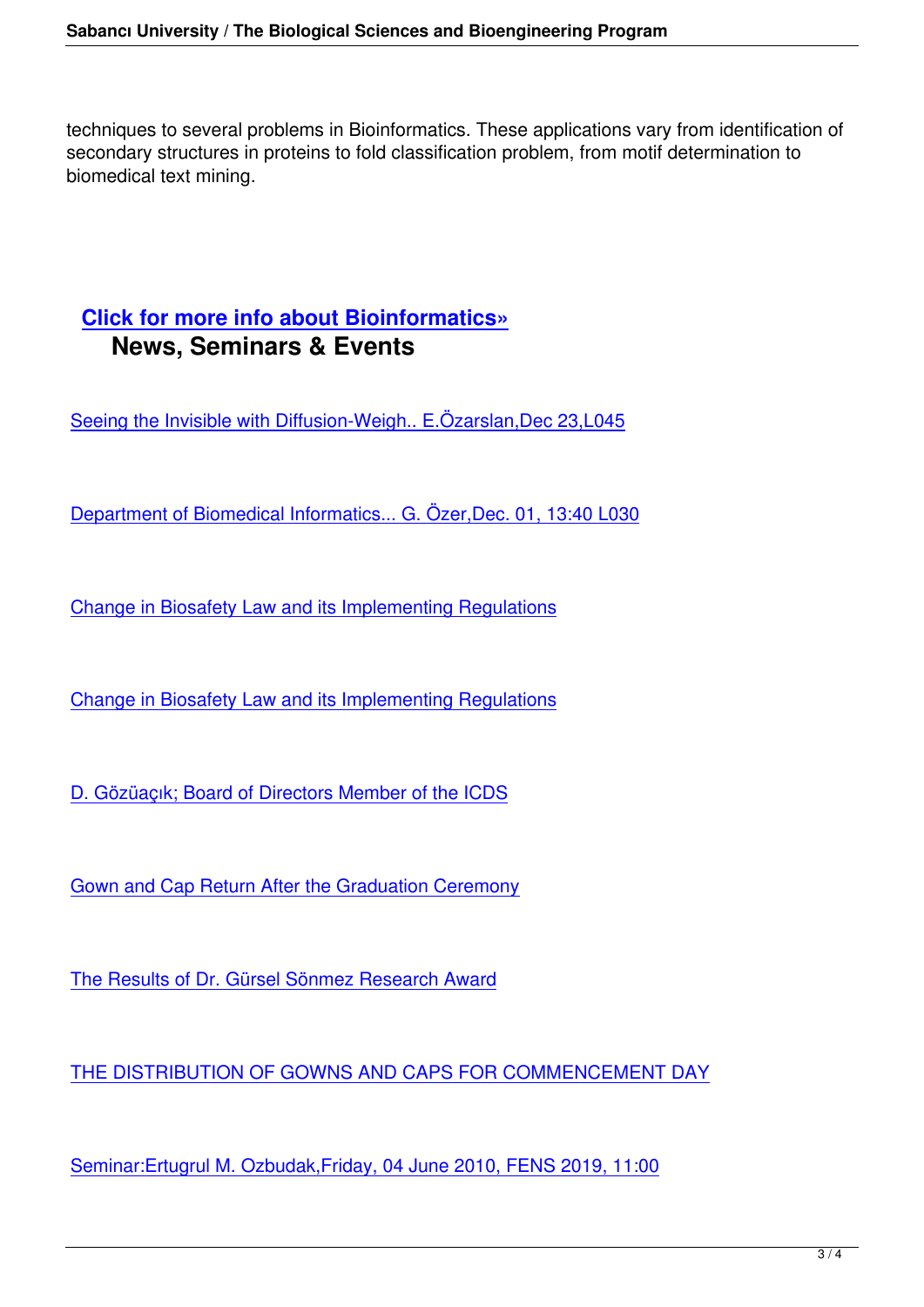techniques to several problems in Bioinformatics. These applications vary from identification of secondary structures in proteins to fold classification problem, from motif determination to biomedical text mining.

**Click for more info about Bioinformatics»**

## News, Seminars & Events

Seeing the Invisible with Diffusion-Weigh.. E.Özarslan,Dec 23,L045

Department of Biomedical Informatics... G. Özer,Dec. 01, 13:40 L030

Change in Biosafety Law and its Implementing Regulations

Change in Biosafety Law and its Implementing Regulations

D. Gözüaçık; Board of Directors Member of the ICDS

Gown and Cap Return After the Graduation Ceremony

The Results of Dr. Gürsel Sönmez Research Award

THE DISTRIBUTION OF GOWNS AND CAPS FOR COMMENCEMENT DAY

Seminar:Ertugrul M. Ozbudak,Friday, 04 June 2010, FENS 2019, 11:00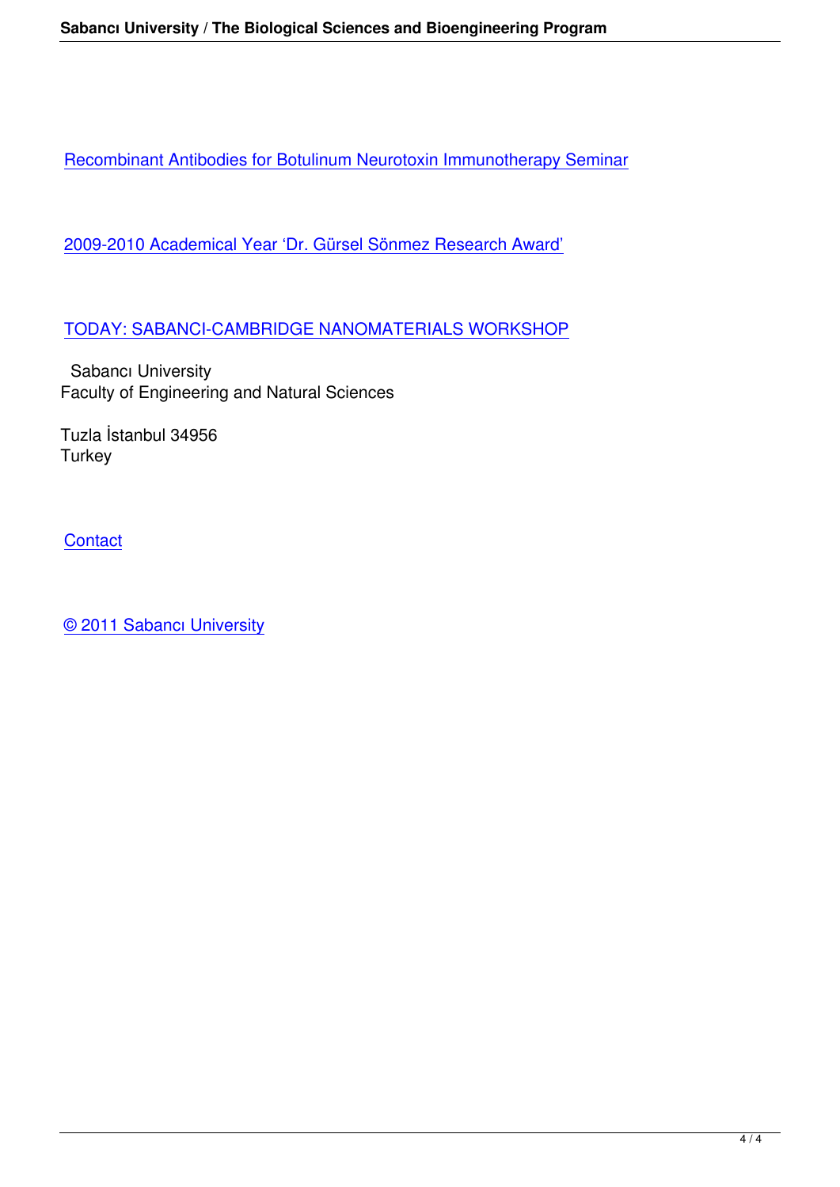Recombinant Antibodies for Botulinum Neurotoxin Immunotherapy Seminar

2009-2010 Academical Year ‘Dr. Gürsel Sönmez Research Award’

TODAY: SABANCI-CAMBRIDGE NANOMATERIALS WORKSHOP

Sabancı University
Faculty of Engineering and Natural Sciences

Tuzla İstanbul 34956
Turkey

Contact

© 2011 Sabancı University